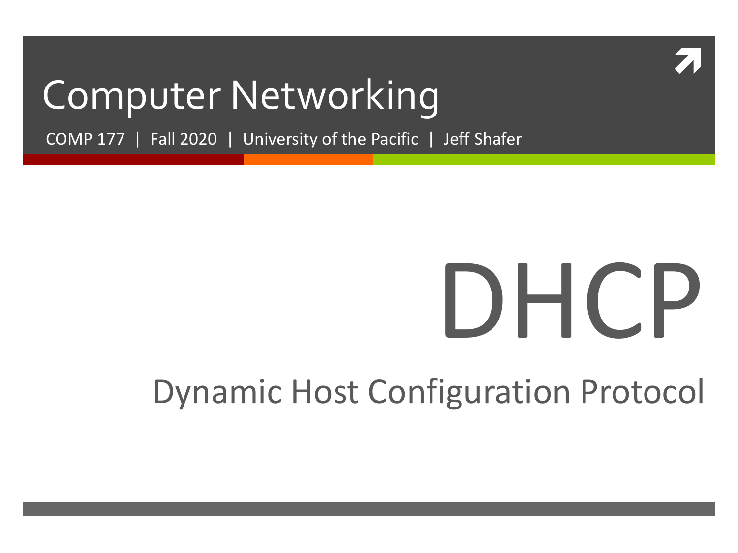# Computer Networking

COMP 177 | Fall 2020 | University of the Pacific | Jeff Shafer

# DHCP

## Dynamic Host Configuration Protocol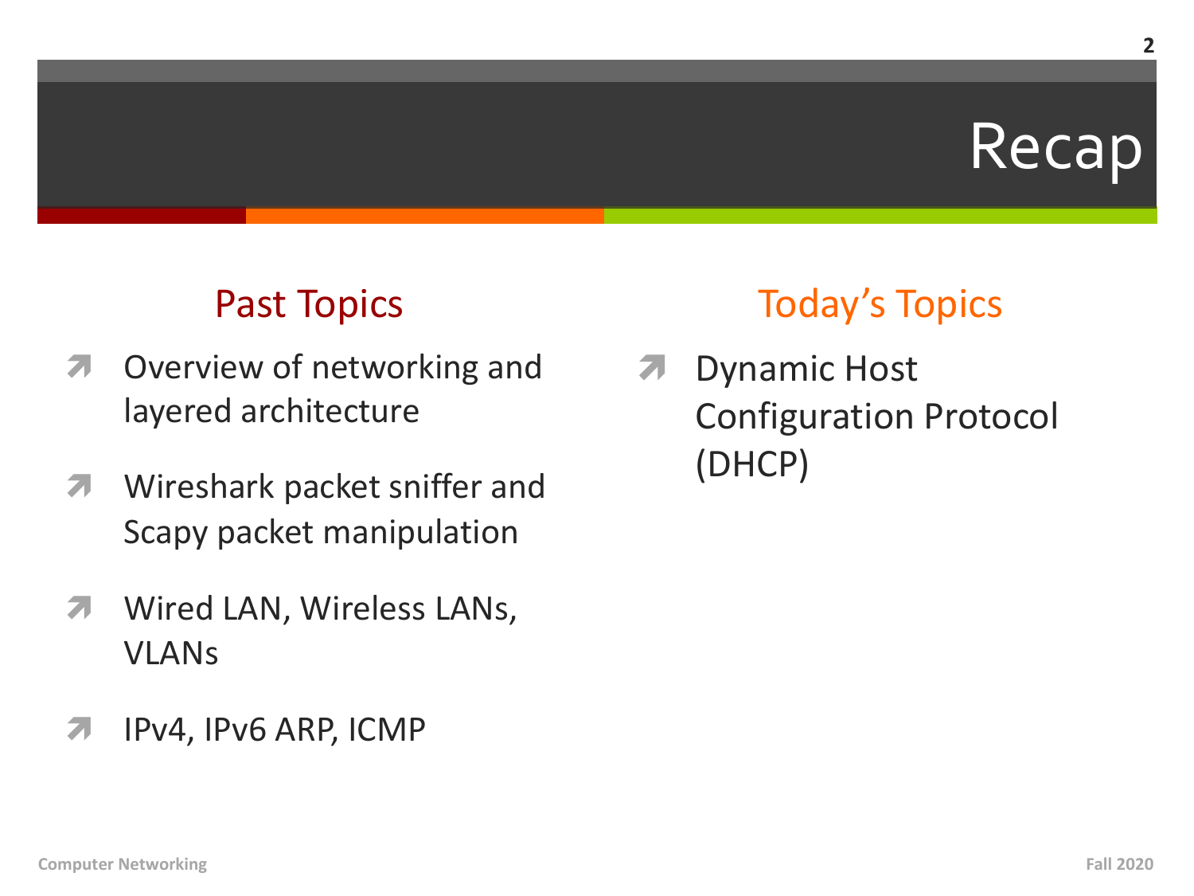# Recap

## Past Topics

- Overview of networking and layered architecture
- Wireshark packet sniffer and Scapy packet manipulation
- Wired LAN, Wireless LANs, VLANs
- IPv4, IPv6 ARP, ICMP

## Today's Topics

- Dynamic Host Configuration Protocol (DHCP)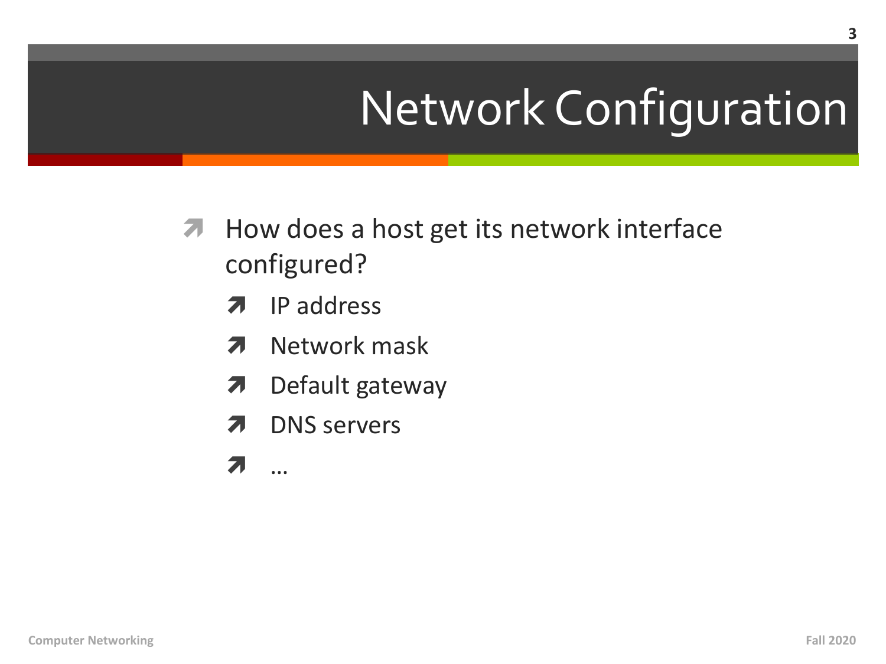# Network Configuration

- How does a host get its network interface configured?
  - IP address
  - Network mask
  - Default gateway
  - DNS servers
  - …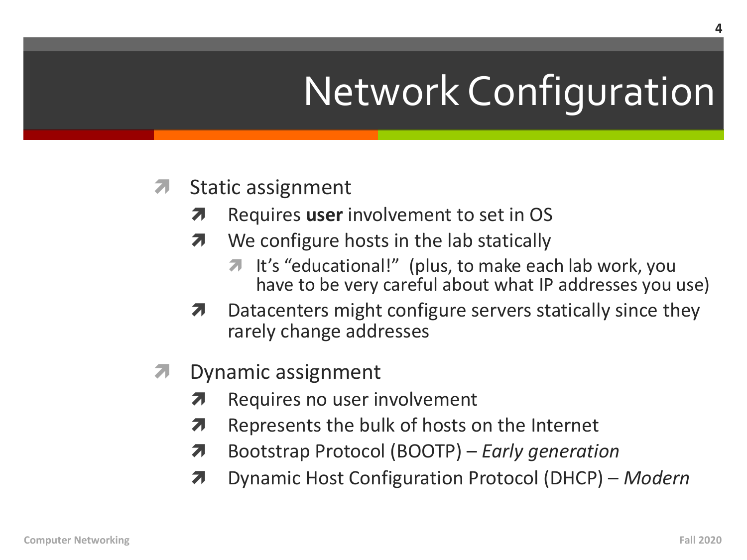# Network Configuration

- Static assignment
  - Requires **user** involvement to set in OS
  - We configure hosts in the lab statically
    - It's "educational!" (plus, to make each lab work, you have to be very careful about what IP addresses you use)
  - Datacenters might configure servers statically since they rarely change addresses

- Dynamic assignment
  - Requires no user involvement
  - Represents the bulk of hosts on the Internet
  - Bootstrap Protocol (BOOTP) – *Early generation*
  - Dynamic Host Configuration Protocol (DHCP) – *Modern*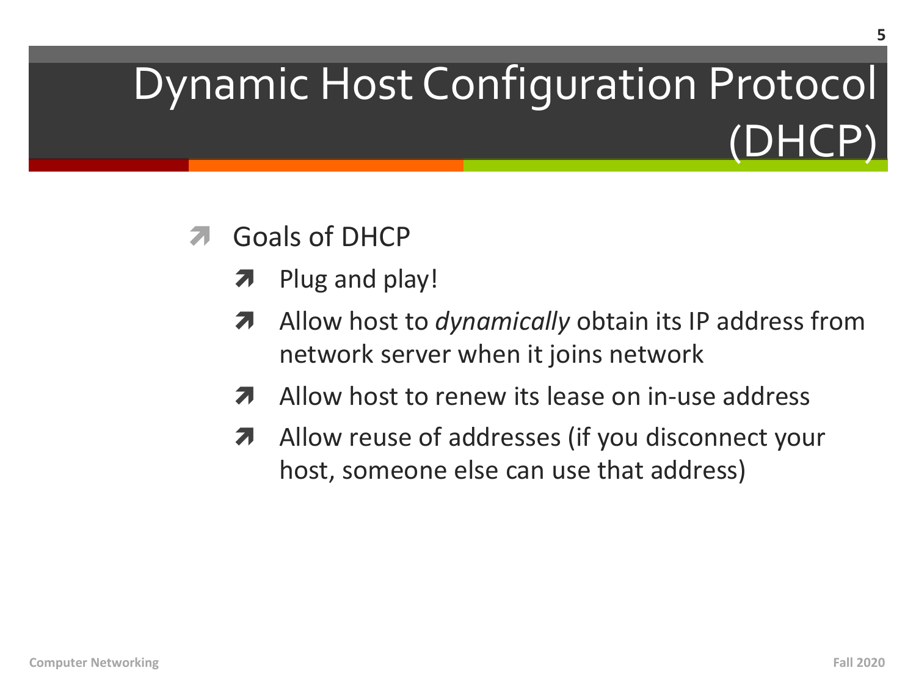# Dynamic Host Configuration Protocol (DHCP)

- Goals of DHCP
  - Plug and play!
  - Allow host to *dynamically* obtain its IP address from network server when it joins network
  - Allow host to renew its lease on in-use address
  - Allow reuse of addresses (if you disconnect your host, someone else can use that address)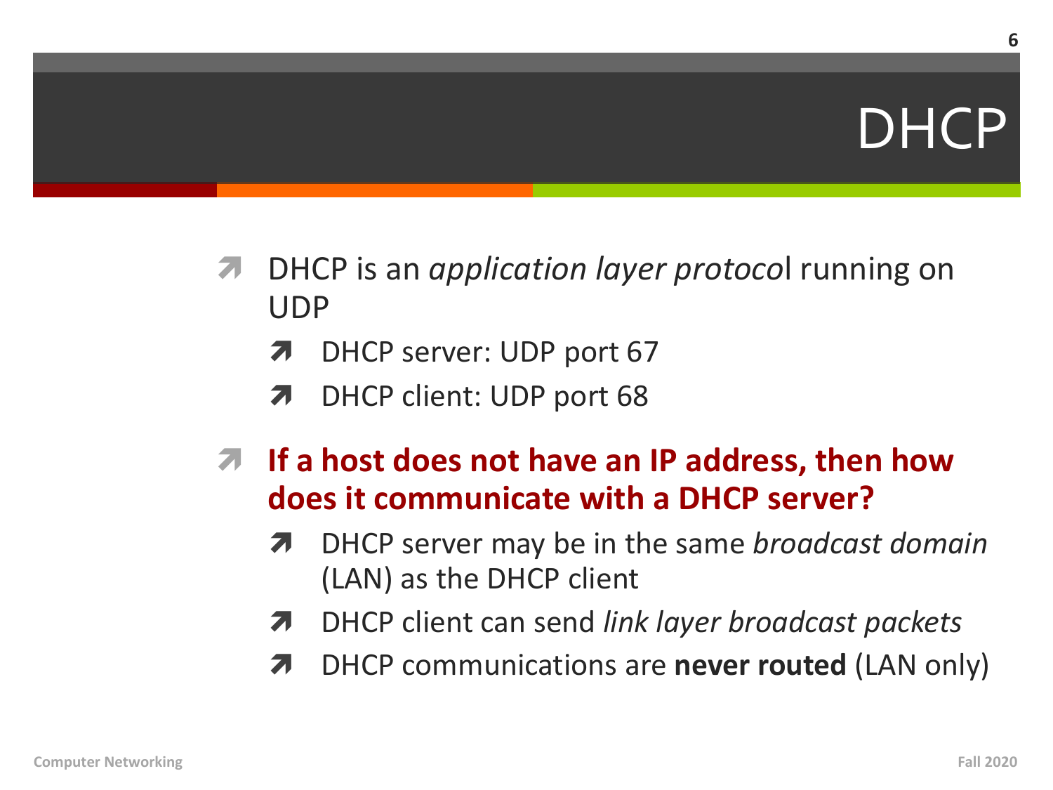# DHCP

- DHCP is an *application layer protocol* running on UDP
  - DHCP server: UDP port 67
  - DHCP client: UDP port 68
- **If a host does not have an IP address, then how does it communicate with a DHCP server?**
  - DHCP server may be in the same *broadcast domain* (LAN) as the DHCP client
  - DHCP client can send *link layer broadcast packets*
  - DHCP communications are **never routed** (LAN only)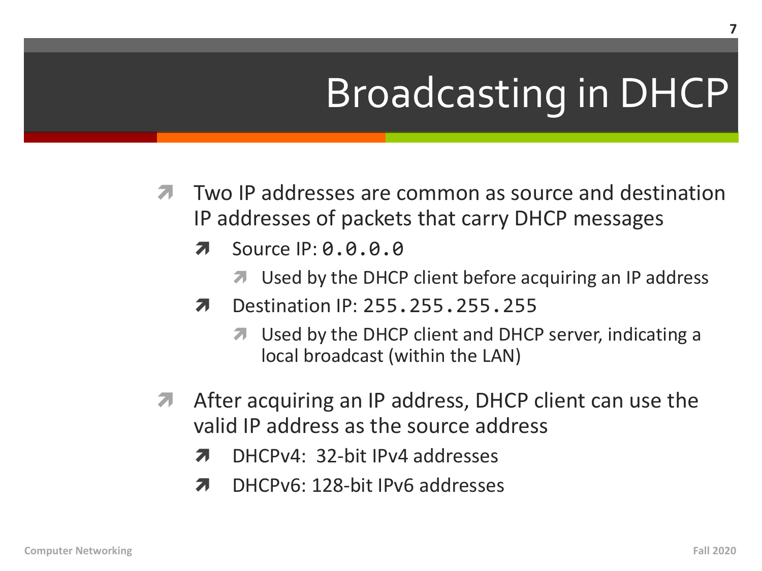# Broadcasting in DHCP

- Two IP addresses are common as source and destination IP addresses of packets that carry DHCP messages
  - Source IP: `0.0.0.0`
    - Used by the DHCP client before acquiring an IP address
  - Destination IP: `255.255.255.255`
    - Used by the DHCP client and DHCP server, indicating a local broadcast (within the LAN)
- After acquiring an IP address, DHCP client can use the valid IP address as the source address
  - DHCPv4: 32-bit IPv4 addresses
  - DHCPv6: 128-bit IPv6 addresses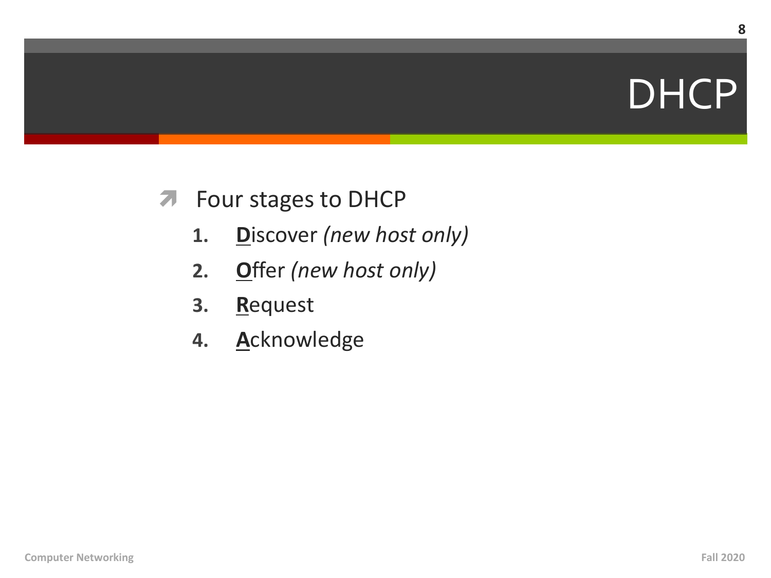# DHCP

- Four stages to DHCP
  1. **D**iscover *(new host only)*
  2. **O**ffer *(new host only)*
  3. **R**equest
  4. **A**cknowledge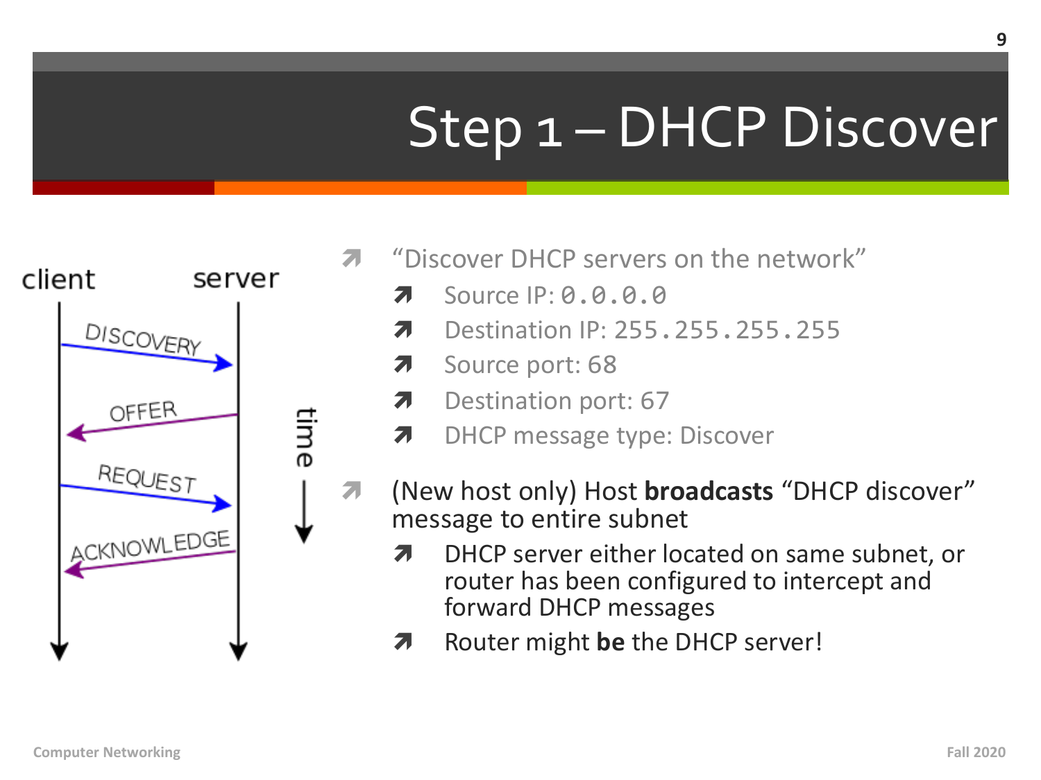# Step 1 – DHCP Discover

client

server

DISCOVERY

OFFER

REQUEST

ACKNOWLEDGE

time

- "Discover DHCP servers on the network"
  - Source IP: `0.0.0.0`
  - Destination IP: `255.255.255.255`
  - Source port: 68
  - Destination port: 67
  - DHCP message type: Discover
- (New host only) Host **broadcasts** "DHCP discover" message to entire subnet
  - DHCP server either located on same subnet, or router has been configured to intercept and forward DHCP messages
  - Router might **be** the DHCP server!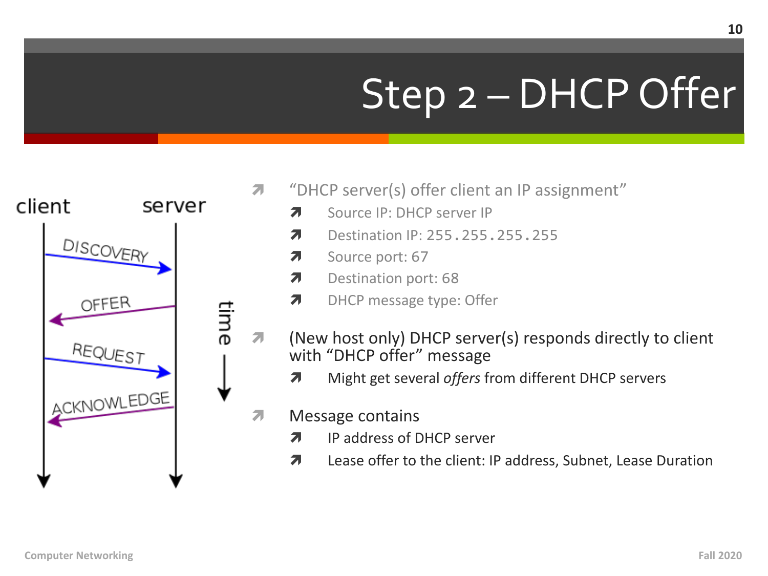# Step 2 – DHCP Offer

client

server

DISCOVERY

OFFER

REQUEST

ACKNOWLEDGE

time

- "DHCP server(s) offer client an IP assignment"
  - Source IP: DHCP server IP
  - Destination IP: `255.255.255.255`
  - Source port: 67
  - Destination port: 68
  - DHCP message type: Offer
- (New host only) DHCP server(s) responds directly to client with "DHCP offer" message
  - Might get several *offers* from different DHCP servers
- Message contains
  - IP address of DHCP server
  - Lease offer to the client: IP address, Subnet, Lease Duration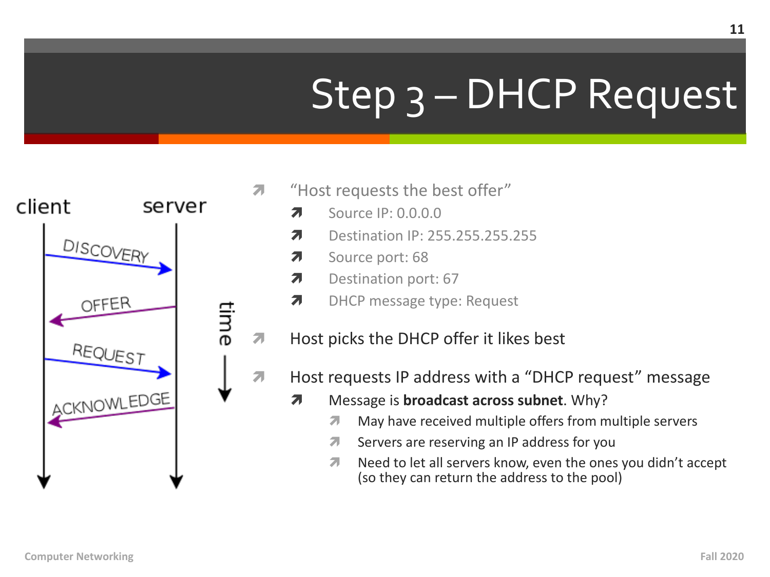# Step 3 – DHCP Request

client

server

DISCOVERY

OFFER

REQUEST

ACKNOWLEDGE

time

- "Host requests the best offer"
  - Source IP: 0.0.0.0
  - Destination IP: 255.255.255.255
  - Source port: 68
  - Destination port: 67
  - DHCP message type: Request
- Host picks the DHCP offer it likes best
- Host requests IP address with a "DHCP request" message
  - Message is **broadcast across subnet**. Why?
    - May have received multiple offers from multiple servers
    - Servers are reserving an IP address for you
    - Need to let all servers know, even the ones you didn't accept (so they can return the address to the pool)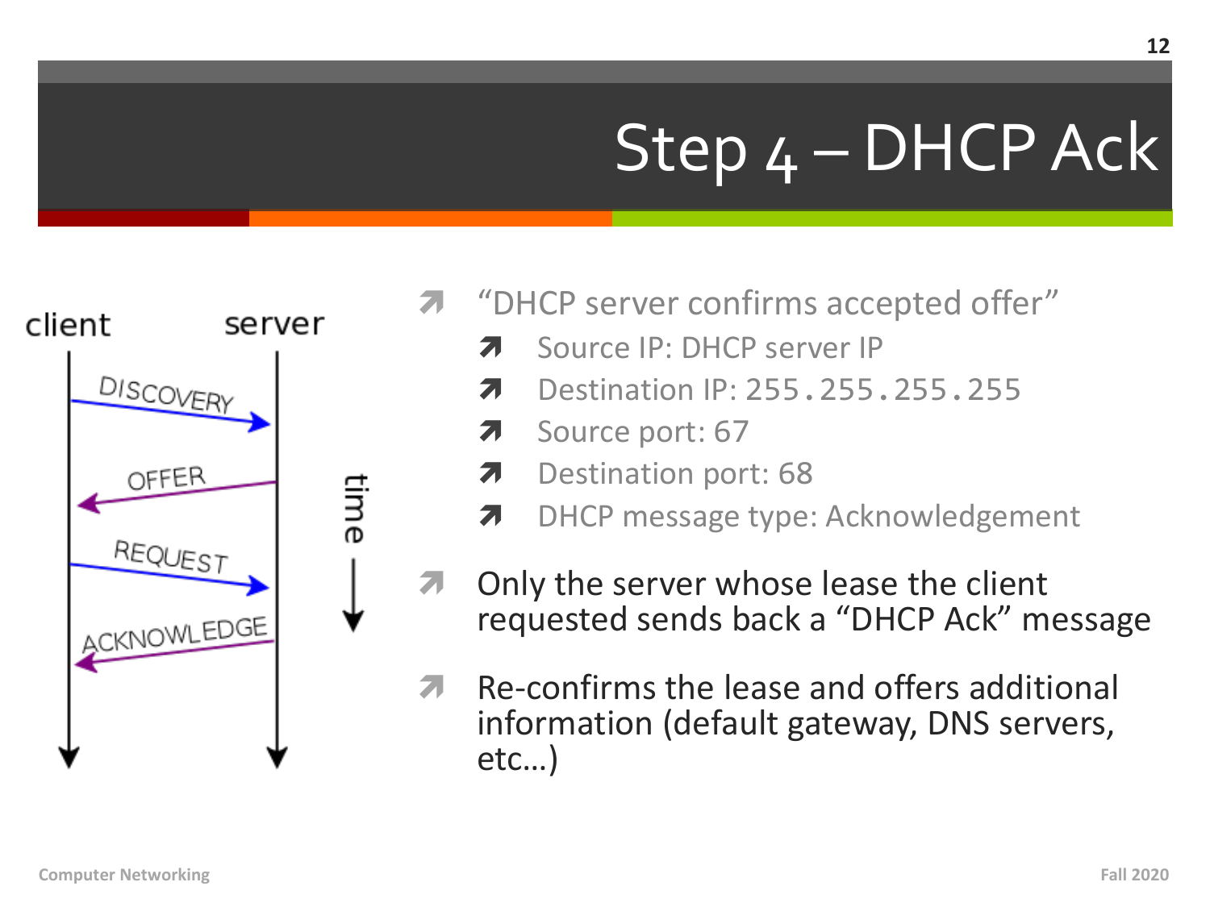# Step 4 – DHCP Ack

client

server

DISCOVERY

OFFER

REQUEST

ACKNOWLEDGE

time

- "DHCP server confirms accepted offer"
  - Source IP: DHCP server IP
  - Destination IP: 255.255.255.255
  - Source port: 67
  - Destination port: 68
  - DHCP message type: Acknowledgement
- Only the server whose lease the client requested sends back a "DHCP Ack" message
- Re-confirms the lease and offers additional information (default gateway, DNS servers, etc…)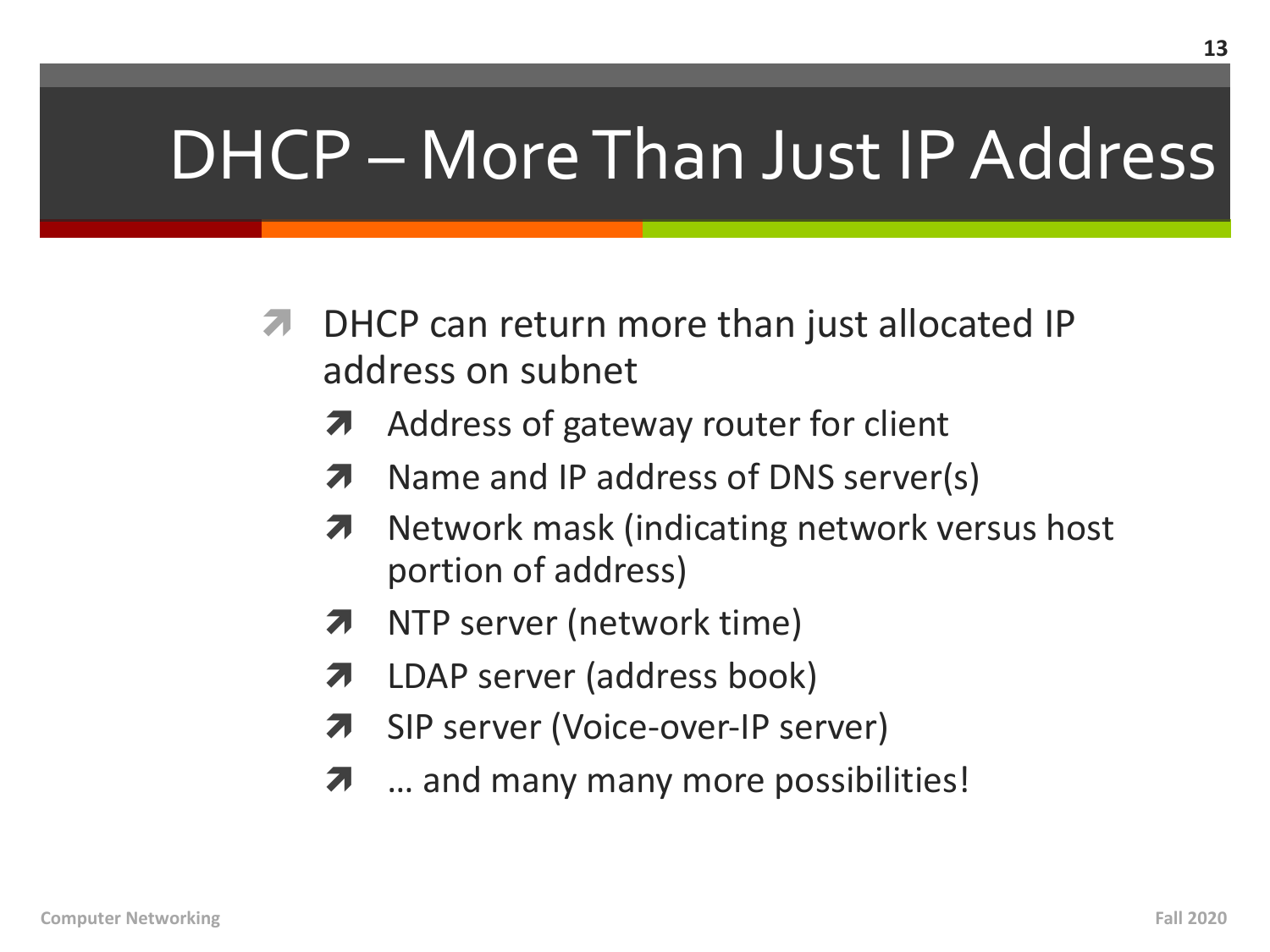# DHCP – More Than Just IP Address

- DHCP can return more than just allocated IP address on subnet
  - Address of gateway router for client
  - Name and IP address of DNS server(s)
  - Network mask (indicating network versus host portion of address)
  - NTP server (network time)
  - LDAP server (address book)
  - SIP server (Voice-over-IP server)
  - … and many many more possibilities!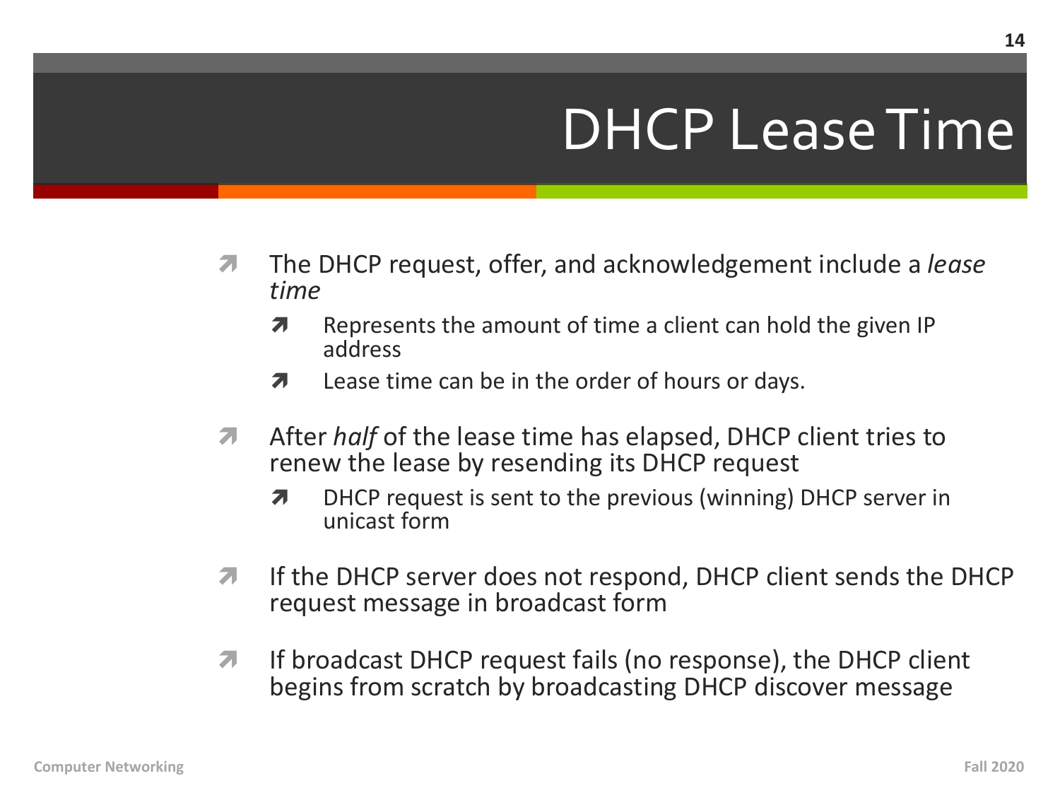# DHCP Lease Time

- The DHCP request, offer, and acknowledgement include a *lease time*
  - Represents the amount of time a client can hold the given IP address
  - Lease time can be in the order of hours or days.
- After *half* of the lease time has elapsed, DHCP client tries to renew the lease by resending its DHCP request
  - DHCP request is sent to the previous (winning) DHCP server in unicast form
- If the DHCP server does not respond, DHCP client sends the DHCP request message in broadcast form
- If broadcast DHCP request fails (no response), the DHCP client begins from scratch by broadcasting DHCP discover message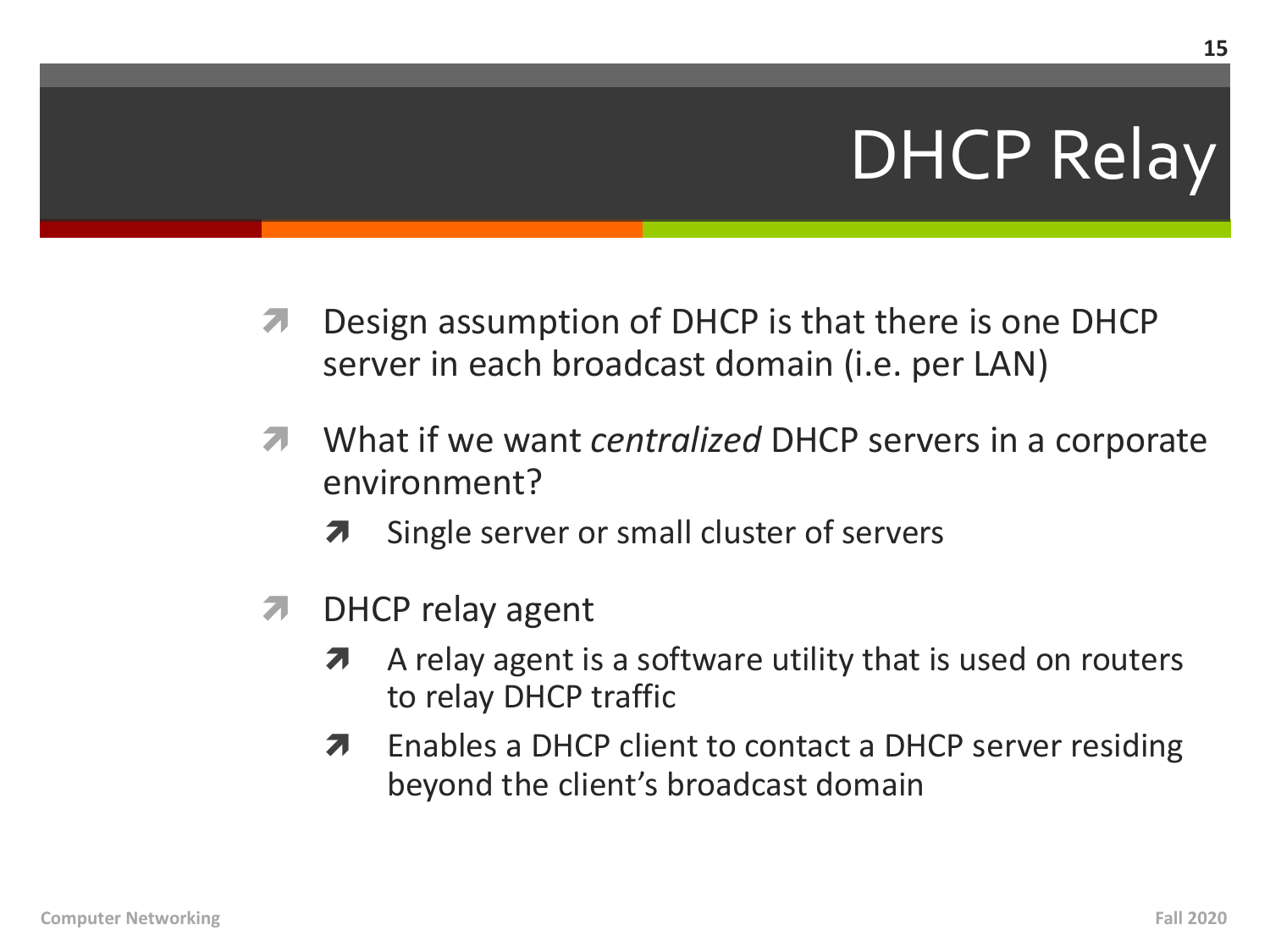# DHCP Relay

- Design assumption of DHCP is that there is one DHCP server in each broadcast domain (i.e. per LAN)
- What if we want *centralized* DHCP servers in a corporate environment?
  - Single server or small cluster of servers
- DHCP relay agent
  - A relay agent is a software utility that is used on routers to relay DHCP traffic
  - Enables a DHCP client to contact a DHCP server residing beyond the client's broadcast domain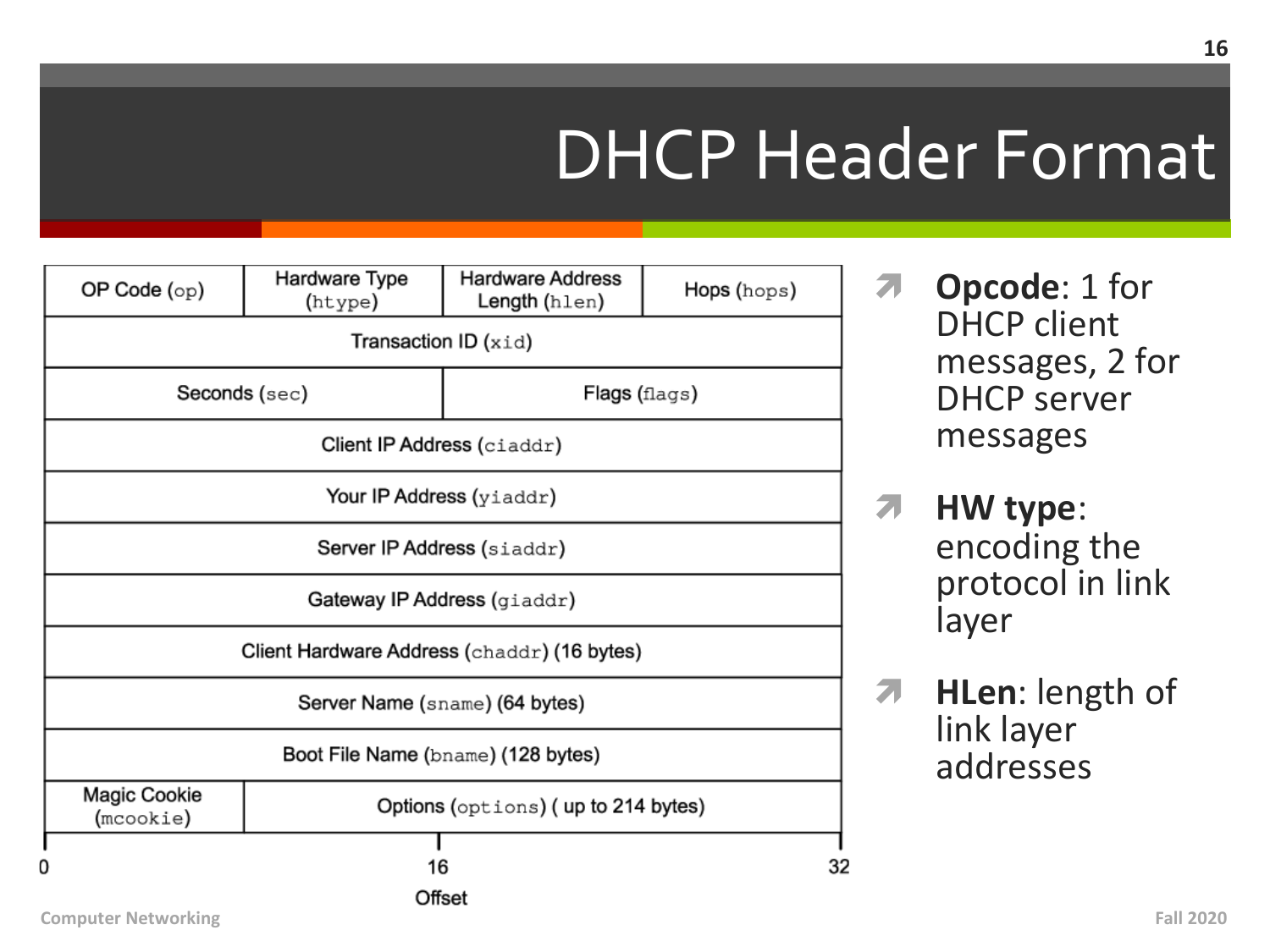# DHCP Header Format

| | | | |
|---|---|---|---|
| OP Code (op) | Hardware Type (htype) | Hardware Address Length (hlen) | Hops (hops) |
| Transaction ID (xid) | | | |
| Seconds (sec) | | Flags (flags) | |
| Client IP Address (ciaddr) | | | |
| Your IP Address (yiaddr) | | | |
| Server IP Address (siaddr) | | | |
| Gateway IP Address (giaddr) | | | |
| Client Hardware Address (chaddr) (16 bytes) | | | |
| Server Name (sname) (64 bytes) | | | |
| Boot File Name (bname) (128 bytes) | | | |
| Magic Cookie (mcookie) | Options (options) ( up to 214 bytes) | | |

0 16 32

Offset

- **Opcode**: 1 for DHCP client messages, 2 for DHCP server messages
- **HW type**: encoding the protocol in link layer
- **HLen**: length of link layer addresses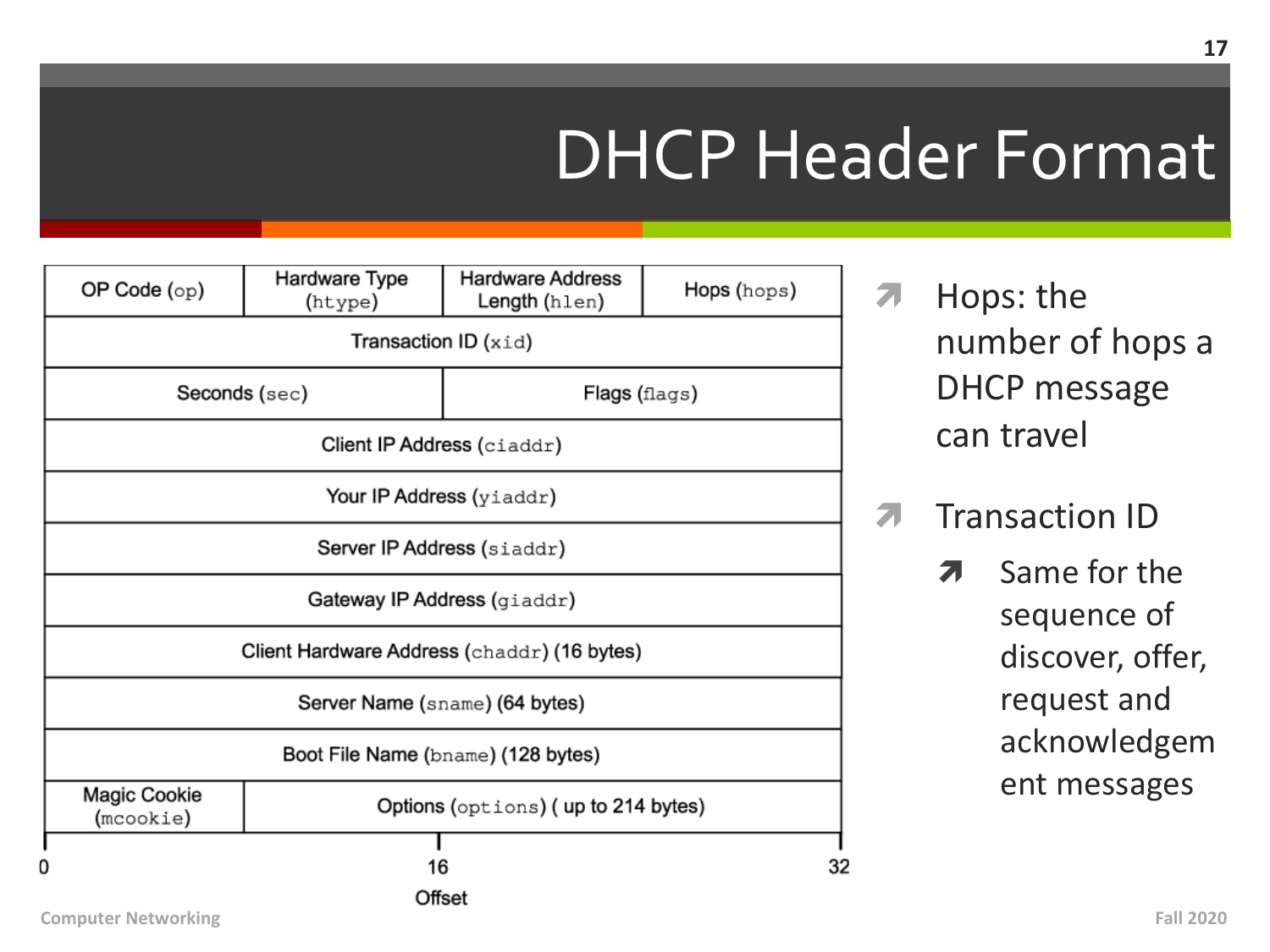# DHCP Header Format

| | | | |
|---|---|---|---|
| OP Code (op) | Hardware Type (htype) | Hardware Address Length (hlen) | Hops (hops) |
| Transaction ID (xid) | | | |
| Seconds (sec) | | Flags (flags) | |
| Client IP Address (ciaddr) | | | |
| Your IP Address (yiaddr) | | | |
| Server IP Address (siaddr) | | | |
| Gateway IP Address (giaddr) | | | |
| Client Hardware Address (chaddr) (16 bytes) | | | |
| Server Name (sname) (64 bytes) | | | |
| Boot File Name (bname) (128 bytes) | | | |
| Magic Cookie (mcookie) | Options (options) ( up to 214 bytes) | | |

0 16 32

Offset

- Hops: the number of hops a DHCP message can travel
- Transaction ID
  - Same for the sequence of discover, offer, request and acknowledgement messages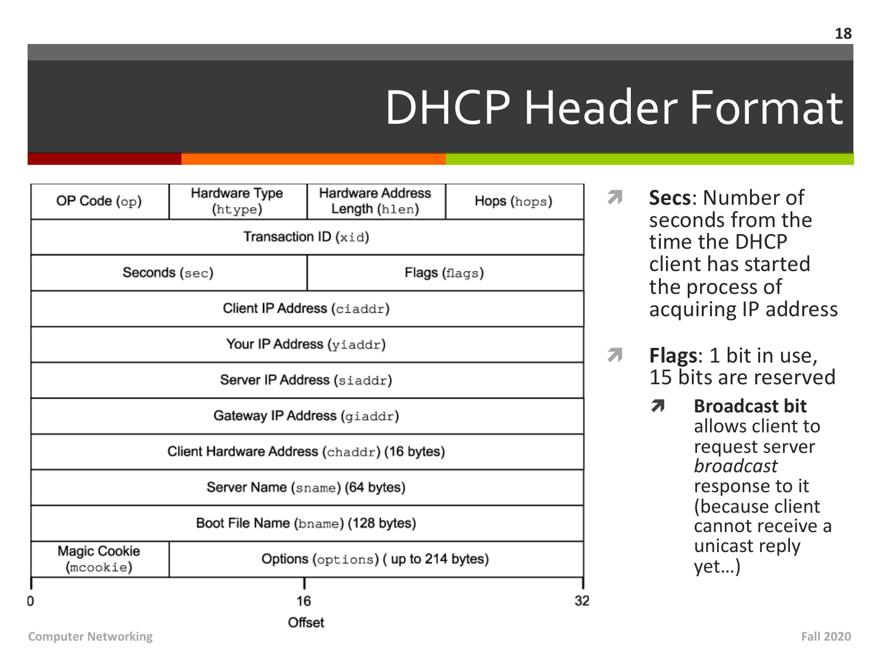# DHCP Header Format

| | | | |
|---|---|---|---|
| OP Code (op) | Hardware Type (htype) | Hardware Address Length (hlen) | Hops (hops) |
| Transaction ID (xid) | | | |
| Seconds (sec) | | Flags (flags) | |
| Client IP Address (ciaddr) | | | |
| Your IP Address (yiaddr) | | | |
| Server IP Address (siaddr) | | | |
| Gateway IP Address (giaddr) | | | |
| Client Hardware Address (chaddr) (16 bytes) | | | |
| Server Name (sname) (64 bytes) | | | |
| Boot File Name (bname) (128 bytes) | | | |
| Magic Cookie (mcookie) | Options (options) ( up to 214 bytes) | | |

0 16 32

Offset

- **Secs**: Number of seconds from the time the DHCP client has started the process of acquiring IP address
- **Flags**: 1 bit in use, 15 bits are reserved
  - **Broadcast bit** allows client to request server *broadcast* response to it (because client cannot receive a unicast reply yet…)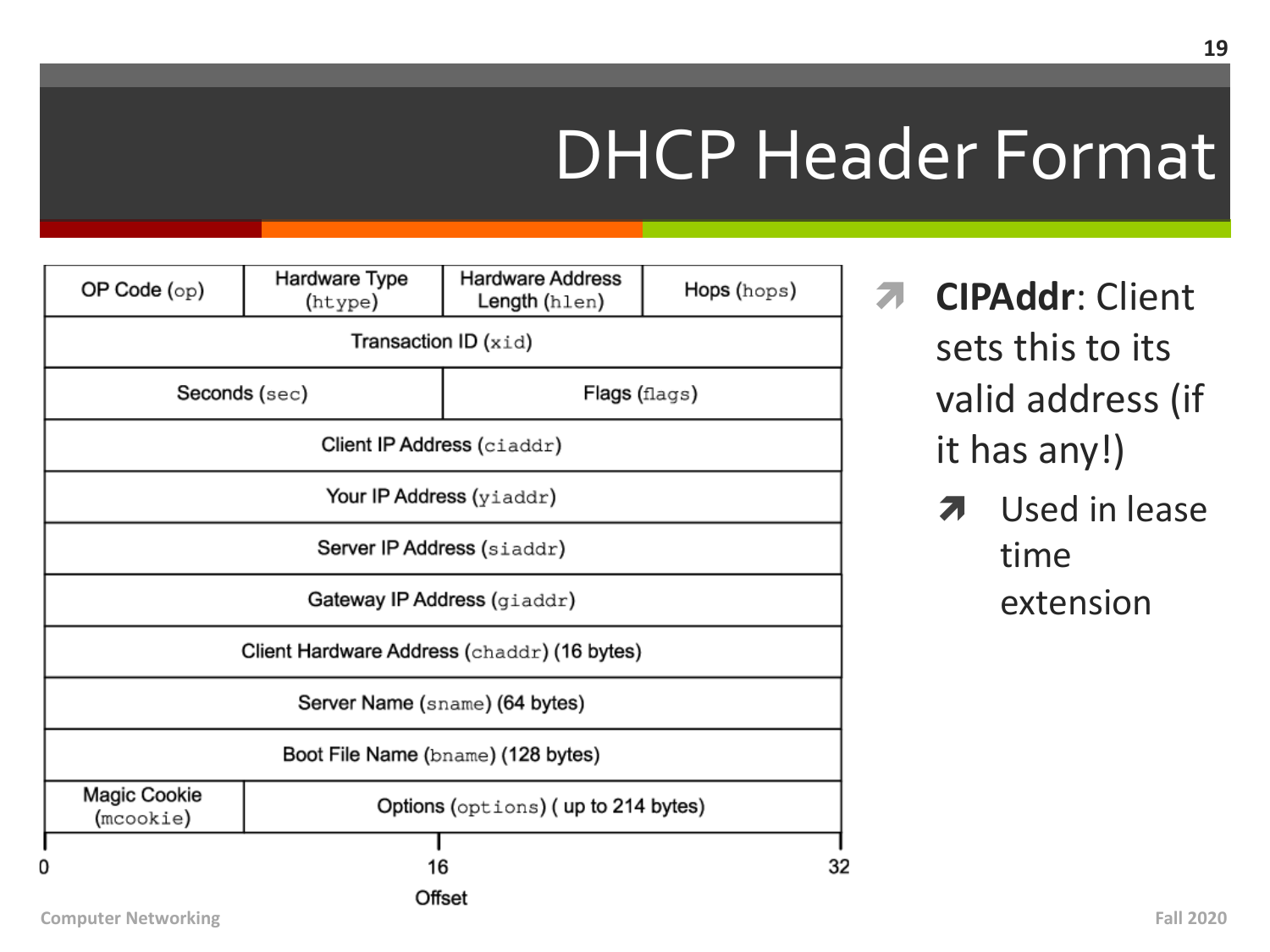# DHCP Header Format

| | | | |
|---|---|---|---|
| OP Code (op) | Hardware Type (htype) | Hardware Address Length (hlen) | Hops (hops) |
| Transaction ID (xid) | | | |
| Seconds (sec) | | Flags (flags) | |
| Client IP Address (ciaddr) | | | |
| Your IP Address (yiaddr) | | | |
| Server IP Address (siaddr) | | | |
| Gateway IP Address (giaddr) | | | |
| Client Hardware Address (chaddr) (16 bytes) | | | |
| Server Name (sname) (64 bytes) | | | |
| Boot File Name (bname) (128 bytes) | | | |
| Magic Cookie (mcookie) | Options (options) ( up to 214 bytes) | | |

0 16 32

Offset

- **CIPAddr**: Client sets this to its valid address (if it has any!)
  - Used in lease time extension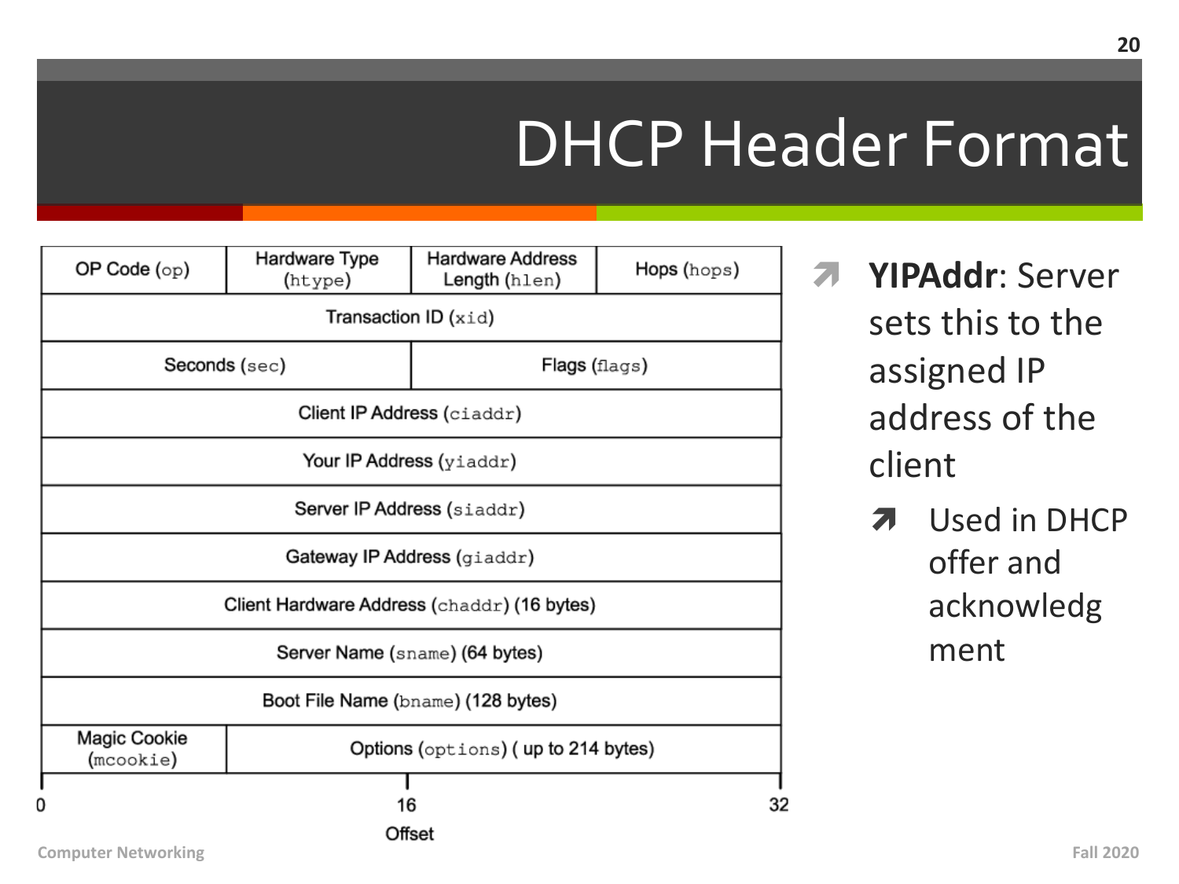# DHCP Header Format

| | | | |
|---|---|---|---|
| OP Code (op) | Hardware Type (htype) | Hardware Address Length (hlen) | Hops (hops) |
| Transaction ID (xid) | | | |
| Seconds (sec) | | Flags (flags) | |
| Client IP Address (ciaddr) | | | |
| Your IP Address (yiaddr) | | | |
| Server IP Address (siaddr) | | | |
| Gateway IP Address (giaddr) | | | |
| Client Hardware Address (chaddr) (16 bytes) | | | |
| Server Name (sname) (64 bytes) | | | |
| Boot File Name (bname) (128 bytes) | | | |
| Magic Cookie (mcookie) | Options (options) ( up to 214 bytes) | | |

0 16 32

Offset

- **YIPAddr**: Server sets this to the assigned IP address of the client
  - Used in DHCP offer and acknowledgment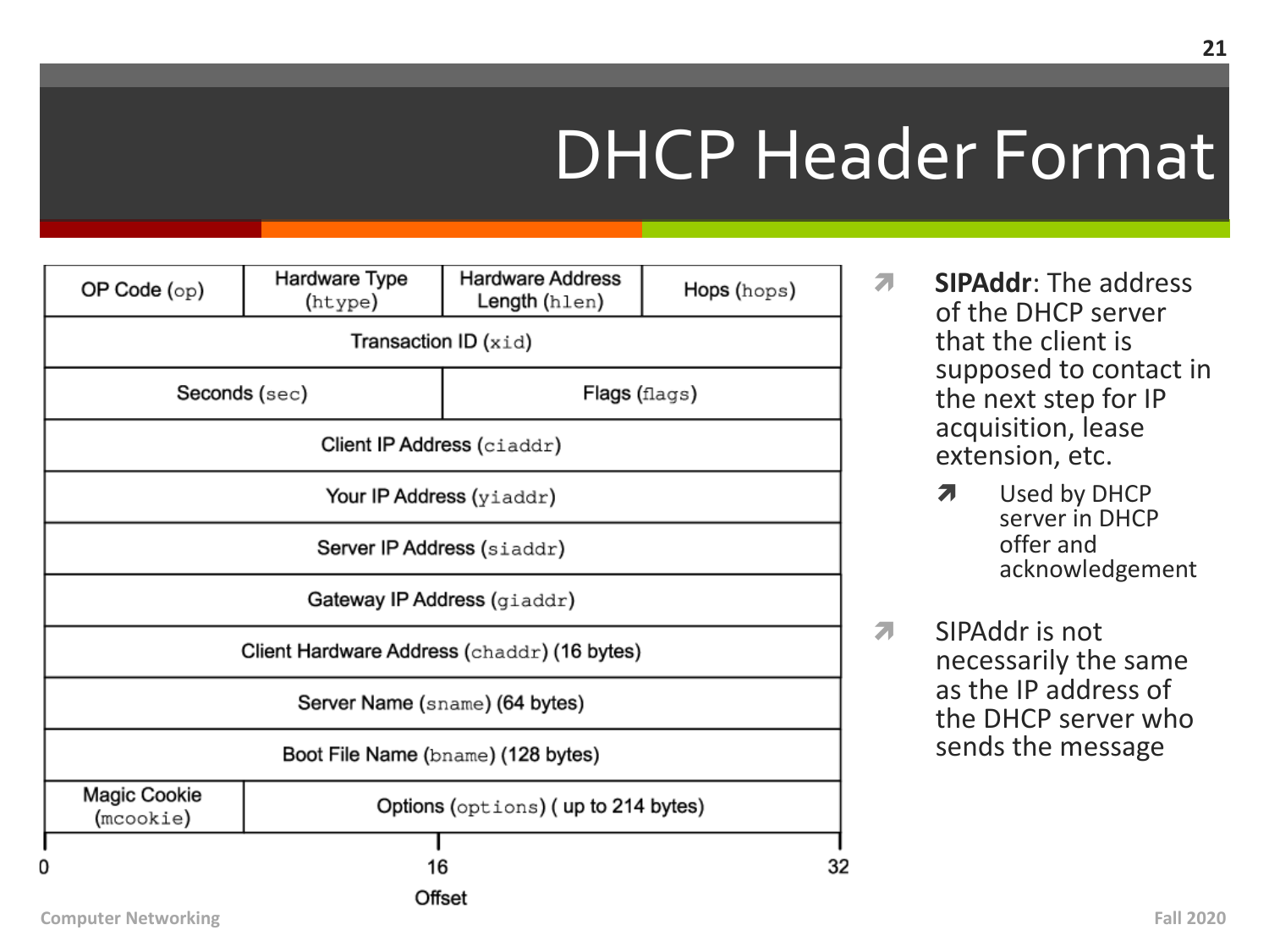# DHCP Header Format

| | | | |
|---|---|---|---|
| OP Code (op) | Hardware Type (htype) | Hardware Address Length (hlen) | Hops (hops) |
| Transaction ID (xid) | | | |
| Seconds (sec) | | Flags (flags) | |
| Client IP Address (ciaddr) | | | |
| Your IP Address (yiaddr) | | | |
| Server IP Address (siaddr) | | | |
| Gateway IP Address (giaddr) | | | |
| Client Hardware Address (chaddr) (16 bytes) | | | |
| Server Name (sname) (64 bytes) | | | |
| Boot File Name (bname) (128 bytes) | | | |
| Magic Cookie (mcookie) | Options (options) ( up to 214 bytes) | | |

0 16 32

Offset

- **SIPAddr**: The address of the DHCP server that the client is supposed to contact in the next step for IP acquisition, lease extension, etc.
  - Used by DHCP server in DHCP offer and acknowledgement
- SIPAddr is not necessarily the same as the IP address of the DHCP server who sends the message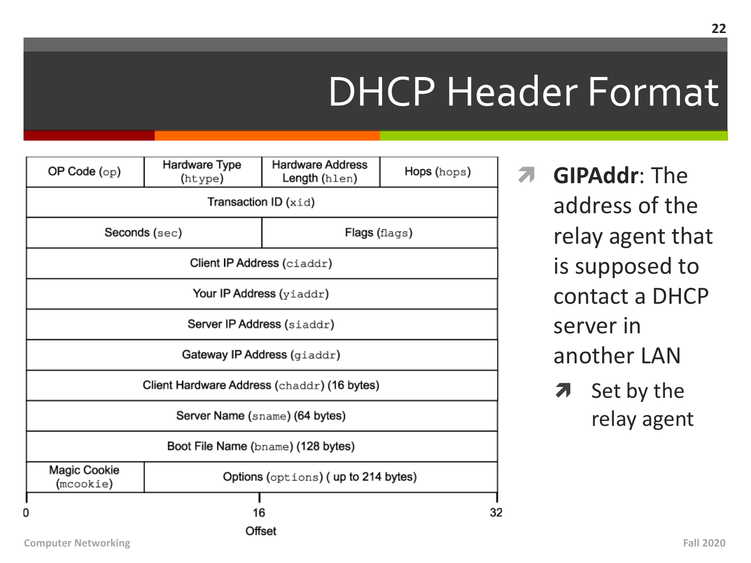# DHCP Header Format

| | | | |
|---|---|---|---|
| OP Code (op) | Hardware Type (htype) | Hardware Address Length (hlen) | Hops (hops) |
| Transaction ID (xid) | | | |
| Seconds (sec) | | Flags (flags) | |
| Client IP Address (ciaddr) | | | |
| Your IP Address (yiaddr) | | | |
| Server IP Address (siaddr) | | | |
| Gateway IP Address (giaddr) | | | |
| Client Hardware Address (chaddr) (16 bytes) | | | |
| Server Name (sname) (64 bytes) | | | |
| Boot File Name (bname) (128 bytes) | | | |
| Magic Cookie (mcookie) | Options (options) ( up to 214 bytes) | | |

0

16

32

Offset

- **GIPAddr**: The address of the relay agent that is supposed to contact a DHCP server in another LAN
  - Set by the relay agent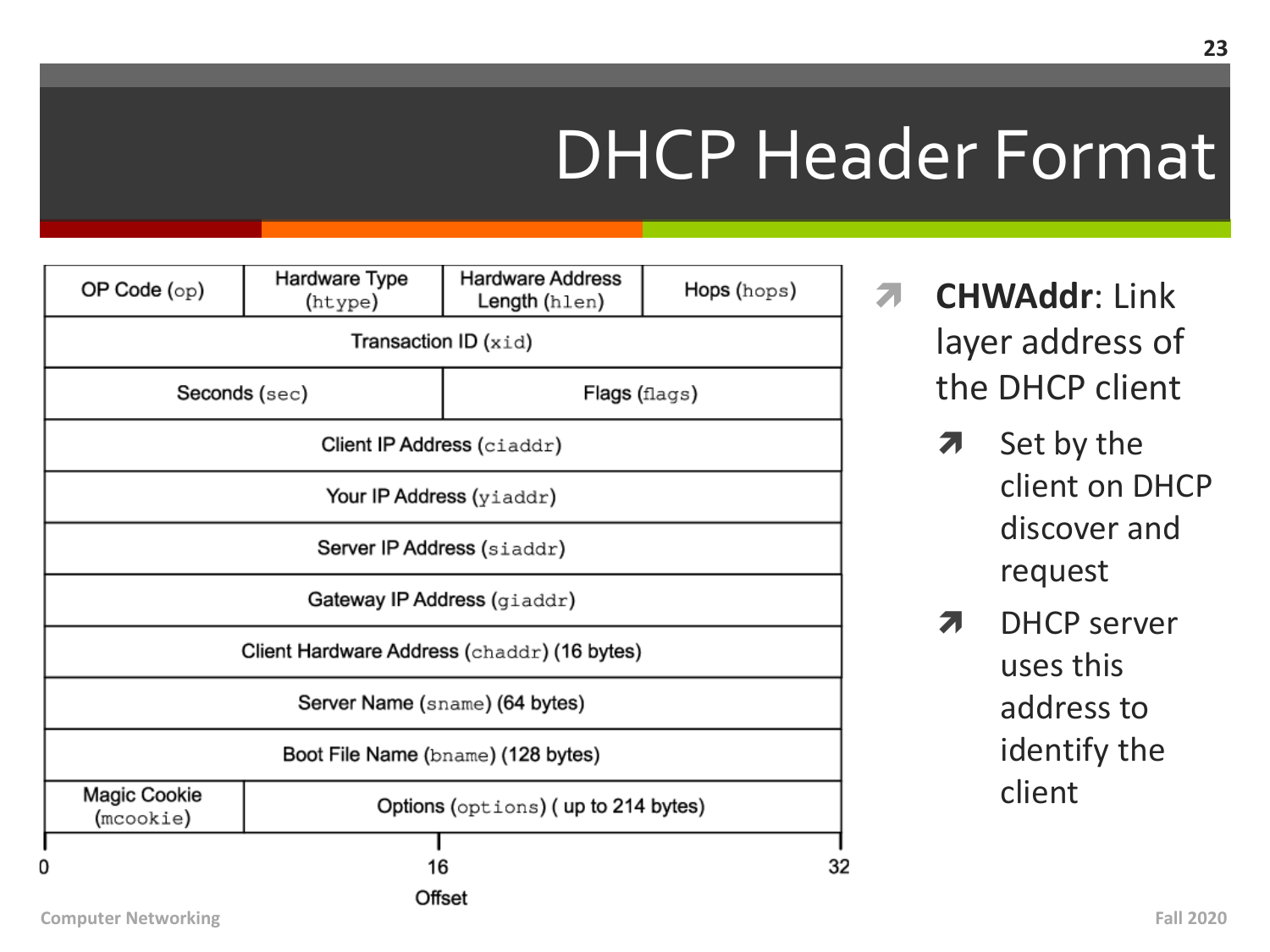# DHCP Header Format

| | | | |
|---|---|---|---|
| OP Code (op) | Hardware Type (htype) | Hardware Address Length (hlen) | Hops (hops) |
| Transaction ID (xid) | | | |
| Seconds (sec) | | Flags (flags) | |
| Client IP Address (ciaddr) | | | |
| Your IP Address (yiaddr) | | | |
| Server IP Address (siaddr) | | | |
| Gateway IP Address (giaddr) | | | |
| Client Hardware Address (chaddr) (16 bytes) | | | |
| Server Name (sname) (64 bytes) | | | |
| Boot File Name (bname) (128 bytes) | | | |
| Magic Cookie (mcookie) | Options (options) ( up to 214 bytes) | | |

0 16 32

Offset

- **CHWAddr**: Link layer address of the DHCP client
  - Set by the client on DHCP discover and request
  - DHCP server uses this address to identify the client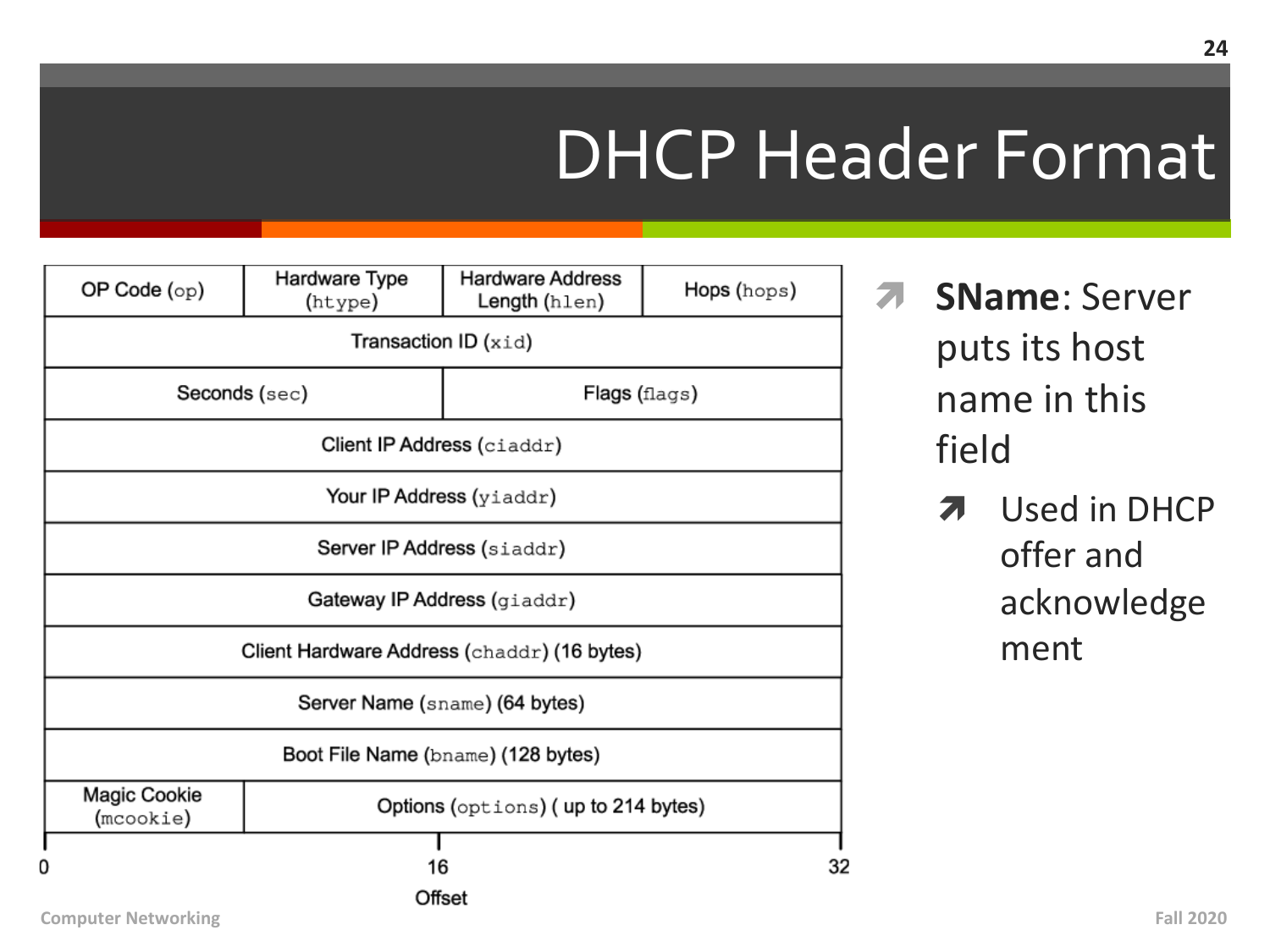# DHCP Header Format

| | | | |
|---|---|---|---|
| OP Code (op) | Hardware Type (htype) | Hardware Address Length (hlen) | Hops (hops) |
| Transaction ID (xid) | | | |
| Seconds (sec) | | Flags (flags) | |
| Client IP Address (ciaddr) | | | |
| Your IP Address (yiaddr) | | | |
| Server IP Address (siaddr) | | | |
| Gateway IP Address (giaddr) | | | |
| Client Hardware Address (chaddr) (16 bytes) | | | |
| Server Name (sname) (64 bytes) | | | |
| Boot File Name (bname) (128 bytes) | | | |
| Magic Cookie (mcookie) | Options (options) ( up to 214 bytes) | | |

0 16 32

Offset

- **SName**: Server puts its host name in this field
  - Used in DHCP offer and acknowledgement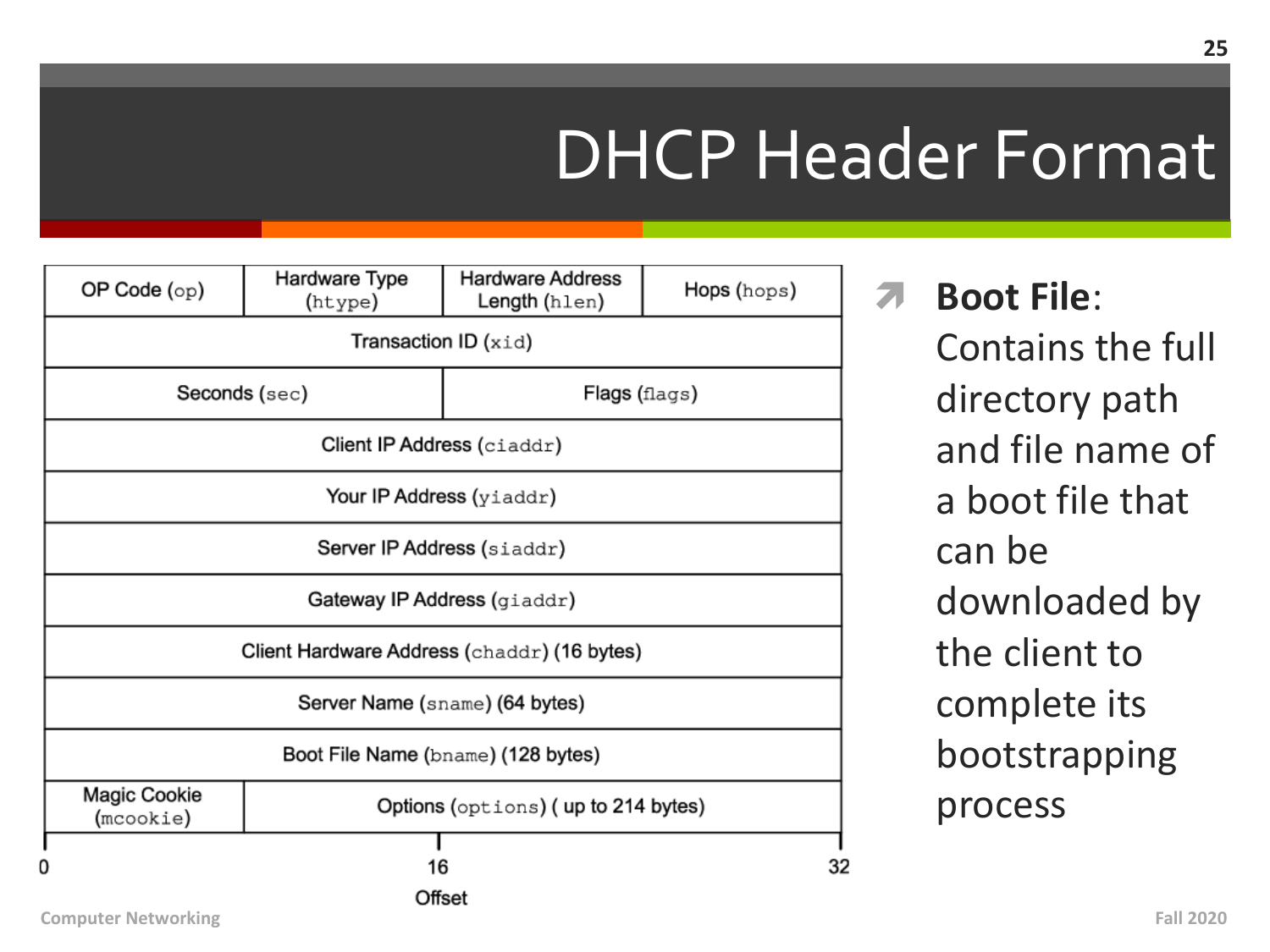# DHCP Header Format

| | | | |
|---|---|---|---|
| OP Code (op) | Hardware Type (htype) | Hardware Address Length (hlen) | Hops (hops) |
| Transaction ID (xid) | | | |
| Seconds (sec) | | Flags (flags) | |
| Client IP Address (ciaddr) | | | |
| Your IP Address (yiaddr) | | | |
| Server IP Address (siaddr) | | | |
| Gateway IP Address (giaddr) | | | |
| Client Hardware Address (chaddr) (16 bytes) | | | |
| Server Name (sname) (64 bytes) | | | |
| Boot File Name (bname) (128 bytes) | | | |
| Magic Cookie (mcookie) | Options (options) ( up to 214 bytes) | | |

0
16
32
Offset

- **Boot File**: Contains the full directory path and file name of a boot file that can be downloaded by the client to complete its bootstrapping process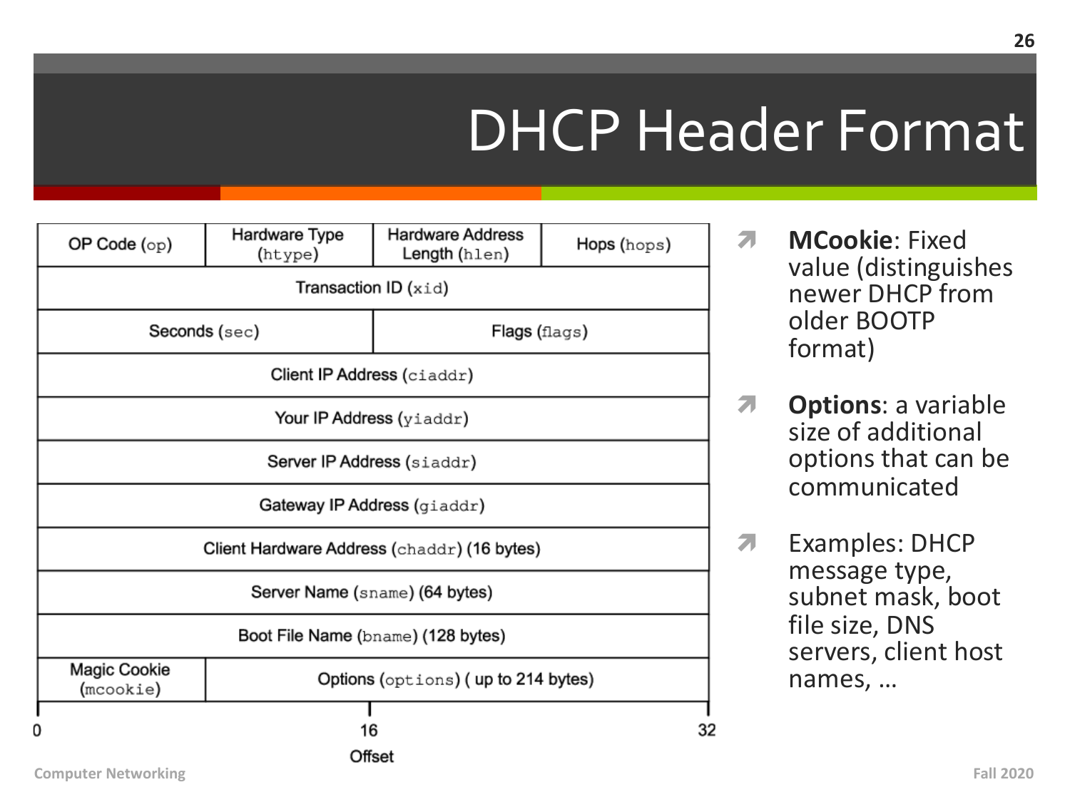# DHCP Header Format

| | | | |
|---|---|---|---|
| OP Code (op) | Hardware Type (htype) | Hardware Address Length (hlen) | Hops (hops) |
| Transaction ID (xid) | | | |
| Seconds (sec) | | Flags (flags) | |
| Client IP Address (ciaddr) | | | |
| Your IP Address (yiaddr) | | | |
| Server IP Address (siaddr) | | | |
| Gateway IP Address (giaddr) | | | |
| Client Hardware Address (chaddr) (16 bytes) | | | |
| Server Name (sname) (64 bytes) | | | |
| Boot File Name (bname) (128 bytes) | | | |
| Magic Cookie (mcookie) | Options (options) ( up to 214 bytes) | | |

0 16 32

Offset

- **MCookie**: Fixed value (distinguishes newer DHCP from older BOOTP format)
- **Options**: a variable size of additional options that can be communicated
- Examples: DHCP message type, subnet mask, boot file size, DNS servers, client host names, …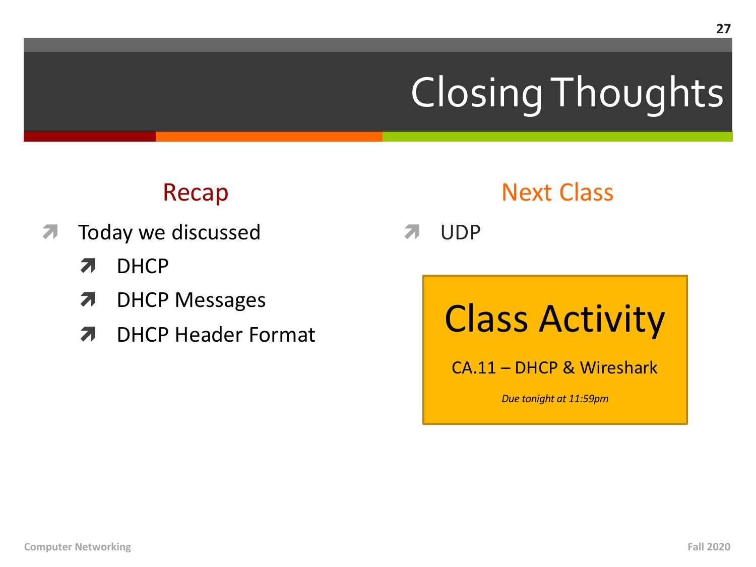# Closing Thoughts

## Recap

- Today we discussed
  - DHCP
  - DHCP Messages
  - DHCP Header Format

## Next Class

- UDP

**Class Activity**

CA.11 – DHCP & Wireshark

*Due tonight at 11:59pm*